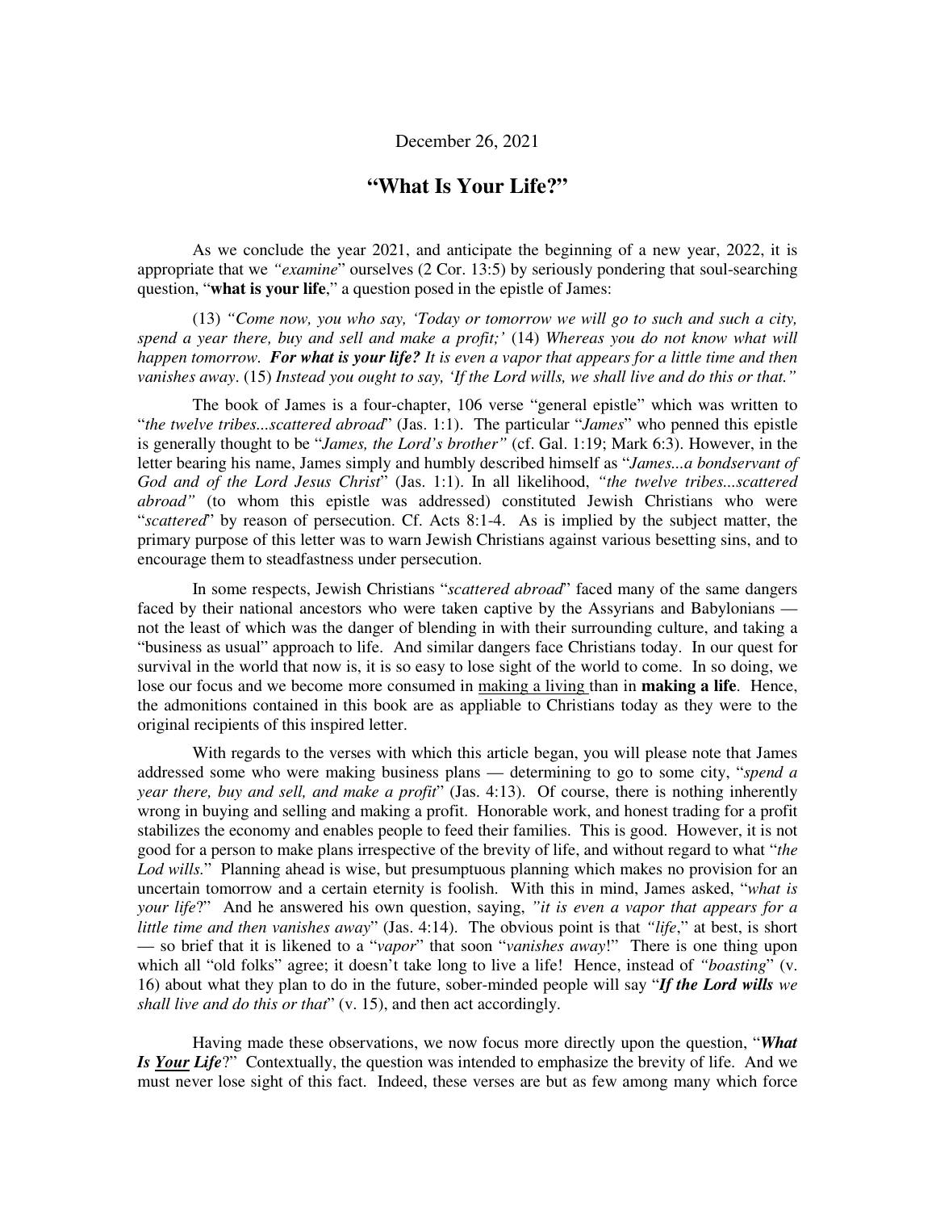December 26, 2021

# "What Is Your Life?"

As we conclude the year 2021, and anticipate the beginning of a new year, 2022, it is appropriate that we *"examine"* ourselves (2 Cor. 13:5) by seriously pondering that soul-searching question, "**what is your life**," a question posed in the epistle of James:

(13) *"Come now, you who say, 'Today or tomorrow we will go to such and such a city, spend a year there, buy and sell and make a profit;'* (14) *Whereas you do not know what will happen tomorrow. **For what is your life?** It is even a vapor that appears for a little time and then vanishes away*. (15) *Instead you ought to say, 'If the Lord wills, we shall live and do this or that."*

The book of James is a four-chapter, 106 verse "general epistle" which was written to "*the twelve tribes...scattered abroad*" (Jas. 1:1). The particular "*James*" who penned this epistle is generally thought to be "*James, the Lord's brother"* (cf. Gal. 1:19; Mark 6:3). However, in the letter bearing his name, James simply and humbly described himself as "*James...a bondservant of God and of the Lord Jesus Christ*" (Jas. 1:1). In all likelihood, *"the twelve tribes...scattered abroad"* (to whom this epistle was addressed) constituted Jewish Christians who were "*scattered*" by reason of persecution. Cf. Acts 8:1-4. As is implied by the subject matter, the primary purpose of this letter was to warn Jewish Christians against various besetting sins, and to encourage them to steadfastness under persecution.

In some respects, Jewish Christians "*scattered abroad*" faced many of the same dangers faced by their national ancestors who were taken captive by the Assyrians and Babylonians — not the least of which was the danger of blending in with their surrounding culture, and taking a "business as usual" approach to life. And similar dangers face Christians today. In our quest for survival in the world that now is, it is so easy to lose sight of the world to come. In so doing, we lose our focus and we become more consumed in <u>making a living</u> than in **making a life**. Hence, the admonitions contained in this book are as appliable to Christians today as they were to the original recipients of this inspired letter.

With regards to the verses with which this article began, you will please note that James addressed some who were making business plans — determining to go to some city, "*spend a year there, buy and sell, and make a profit*" (Jas. 4:13). Of course, there is nothing inherently wrong in buying and selling and making a profit. Honorable work, and honest trading for a profit stabilizes the economy and enables people to feed their families. This is good. However, it is not good for a person to make plans irrespective of the brevity of life, and without regard to what "*the Lod wills.*" Planning ahead is wise, but presumptuous planning which makes no provision for an uncertain tomorrow and a certain eternity is foolish. With this in mind, James asked, "*what is your life*?" And he answered his own question, saying, *"it is even a vapor that appears for a little time and then vanishes away*" (Jas. 4:14). The obvious point is that *"life*," at best, is short — so brief that it is likened to a "*vapor*" that soon "*vanishes away*!" There is one thing upon which all "old folks" agree; it doesn't take long to live a life! Hence, instead of *"boasting*" (v. 16) about what they plan to do in the future, sober-minded people will say "***If the Lord wills** we shall live and do this or that*" (v. 15), and then act accordingly.

Having made these observations, we now focus more directly upon the question, "***What Is <u>Your</u> Life***?" Contextually, the question was intended to emphasize the brevity of life. And we must never lose sight of this fact. Indeed, these verses are but as few among many which force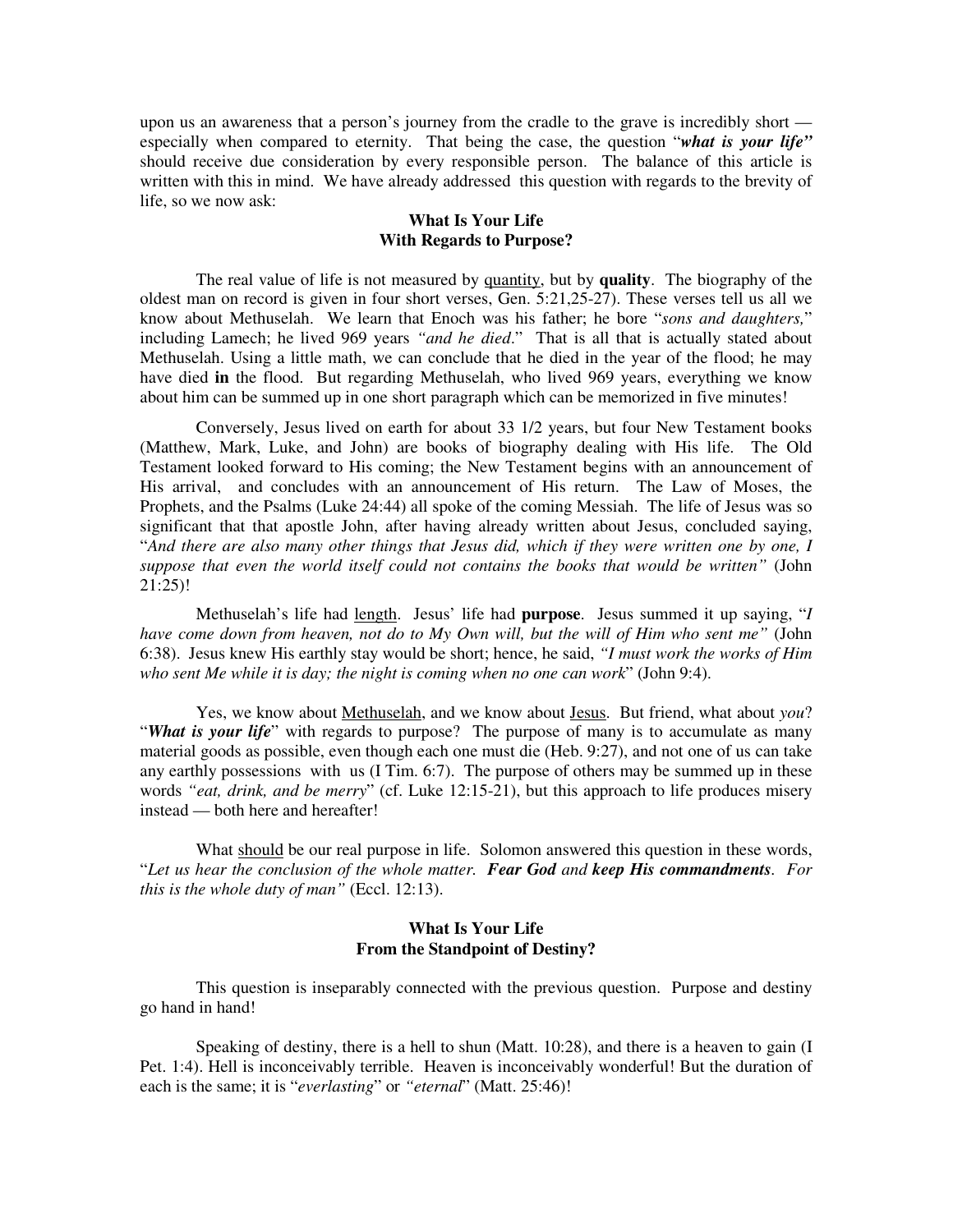upon us an awareness that a person's journey from the cradle to the grave is incredibly short — especially when compared to eternity. That being the case, the question "***what is your life"*** should receive due consideration by every responsible person. The balance of this article is written with this in mind. We have already addressed this question with regards to the brevity of life, so we now ask:

## What Is Your Life
## With Regards to Purpose?

The real value of life is not measured by <u>quantity</u>, but by **quality**. The biography of the oldest man on record is given in four short verses, Gen. 5:21,25-27). These verses tell us all we know about Methuselah. We learn that Enoch was his father; he bore "*sons and daughters,*" including Lamech; he lived 969 years *"and he died*." That is all that is actually stated about Methuselah. Using a little math, we can conclude that he died in the year of the flood; he may have died **in** the flood. But regarding Methuselah, who lived 969 years, everything we know about him can be summed up in one short paragraph which can be memorized in five minutes!

Conversely, Jesus lived on earth for about 33 1/2 years, but four New Testament books (Matthew, Mark, Luke, and John) are books of biography dealing with His life. The Old Testament looked forward to His coming; the New Testament begins with an announcement of His arrival, and concludes with an announcement of His return. The Law of Moses, the Prophets, and the Psalms (Luke 24:44) all spoke of the coming Messiah. The life of Jesus was so significant that that apostle John, after having already written about Jesus, concluded saying, "*And there are also many other things that Jesus did, which if they were written one by one, I suppose that even the world itself could not contains the books that would be written"* (John 21:25)!

Methuselah's life had <u>length</u>. Jesus' life had **purpose**. Jesus summed it up saying, "*I have come down from heaven, not do to My Own will, but the will of Him who sent me"* (John 6:38). Jesus knew His earthly stay would be short; hence, he said, *"I must work the works of Him who sent Me while it is day; the night is coming when no one can work*" (John 9:4).

Yes, we know about <u>Methuselah</u>, and we know about <u>Jesus</u>. But friend, what about *you*? "***What is your life***" with regards to purpose? The purpose of many is to accumulate as many material goods as possible, even though each one must die (Heb. 9:27), and not one of us can take any earthly possessions with us (I Tim. 6:7). The purpose of others may be summed up in these words *"eat, drink, and be merry*" (cf. Luke 12:15-21), but this approach to life produces misery instead — both here and hereafter!

What <u>should</u> be our real purpose in life. Solomon answered this question in these words, "*Let us hear the conclusion of the whole matter. **Fear God** and **keep His commandments**. For this is the whole duty of man"* (Eccl. 12:13).

## What Is Your Life
## From the Standpoint of Destiny?

This question is inseparably connected with the previous question. Purpose and destiny go hand in hand!

Speaking of destiny, there is a hell to shun (Matt. 10:28), and there is a heaven to gain (I Pet. 1:4). Hell is inconceivably terrible. Heaven is inconceivably wonderful! But the duration of each is the same; it is "*everlasting*" or *"eternal*" (Matt. 25:46)!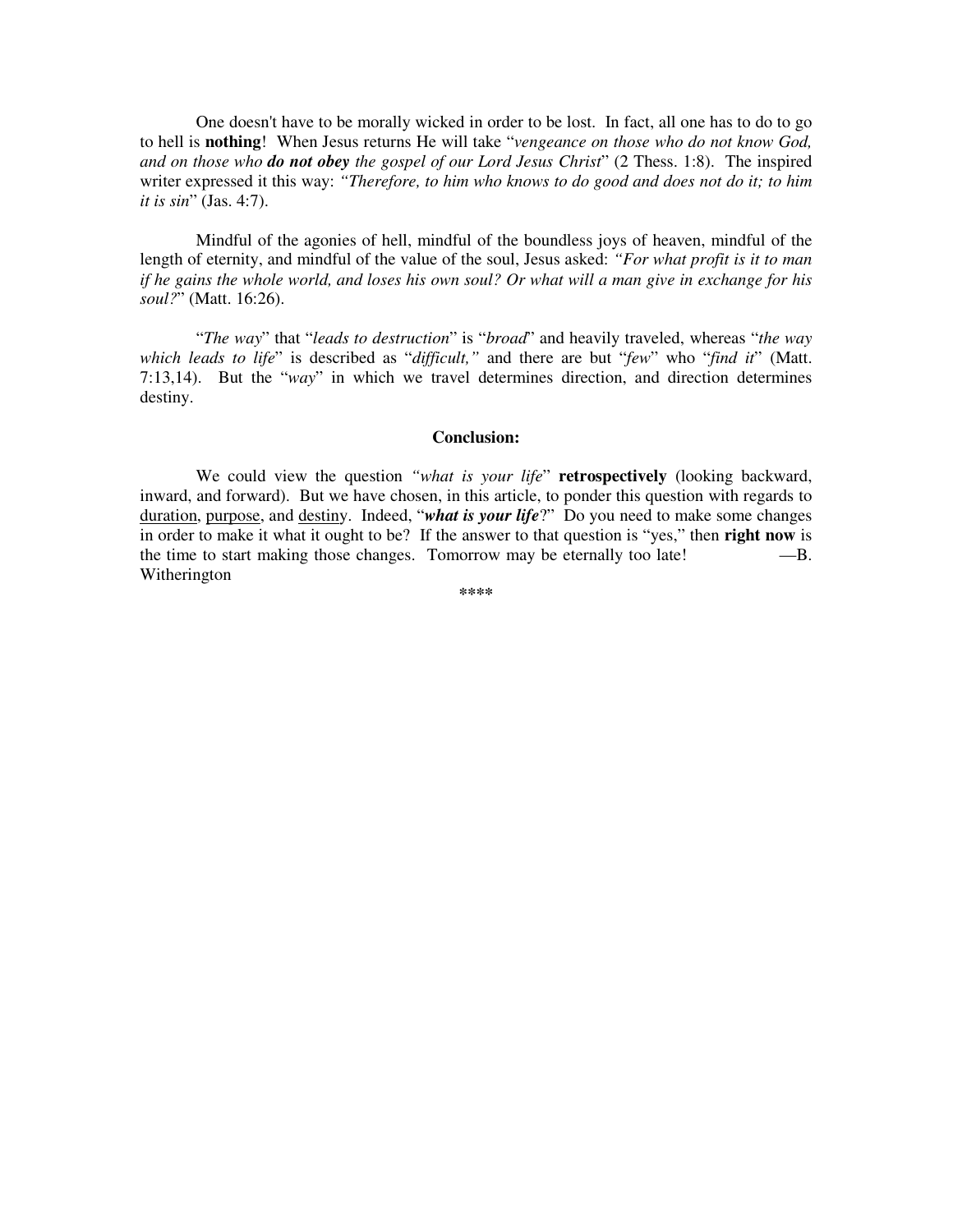One doesn't have to be morally wicked in order to be lost. In fact, all one has to do to go to hell is **nothing**! When Jesus returns He will take "*vengeance on those who do not know God, and on those who **do not obey** the gospel of our Lord Jesus Christ*" (2 Thess. 1:8). The inspired writer expressed it this way: *"Therefore, to him who knows to do good and does not do it; to him it is sin*" (Jas. 4:7).

Mindful of the agonies of hell, mindful of the boundless joys of heaven, mindful of the length of eternity, and mindful of the value of the soul, Jesus asked: *"For what profit is it to man if he gains the whole world, and loses his own soul? Or what will a man give in exchange for his soul?*" (Matt. 16:26).

"*The way*" that "*leads to destruction*" is "*broad*" and heavily traveled, whereas "*the way which leads to life*" is described as "*difficult,"* and there are but "*few*" who "*find it*" (Matt. 7:13,14). But the "*way*" in which we travel determines direction, and direction determines destiny.

**Conclusion:**

We could view the question *"what is your life*" **retrospectively** (looking backward, inward, and forward). But we have chosen, in this article, to ponder this question with regards to <u>duration</u>, <u>purpose</u>, and <u>destiny</u>. Indeed, "***what is your life***?" Do you need to make some changes in order to make it what it ought to be? If the answer to that question is "yes," then **right now** is the time to start making those changes. Tomorrow may be eternally too late! —B. Witherington

****